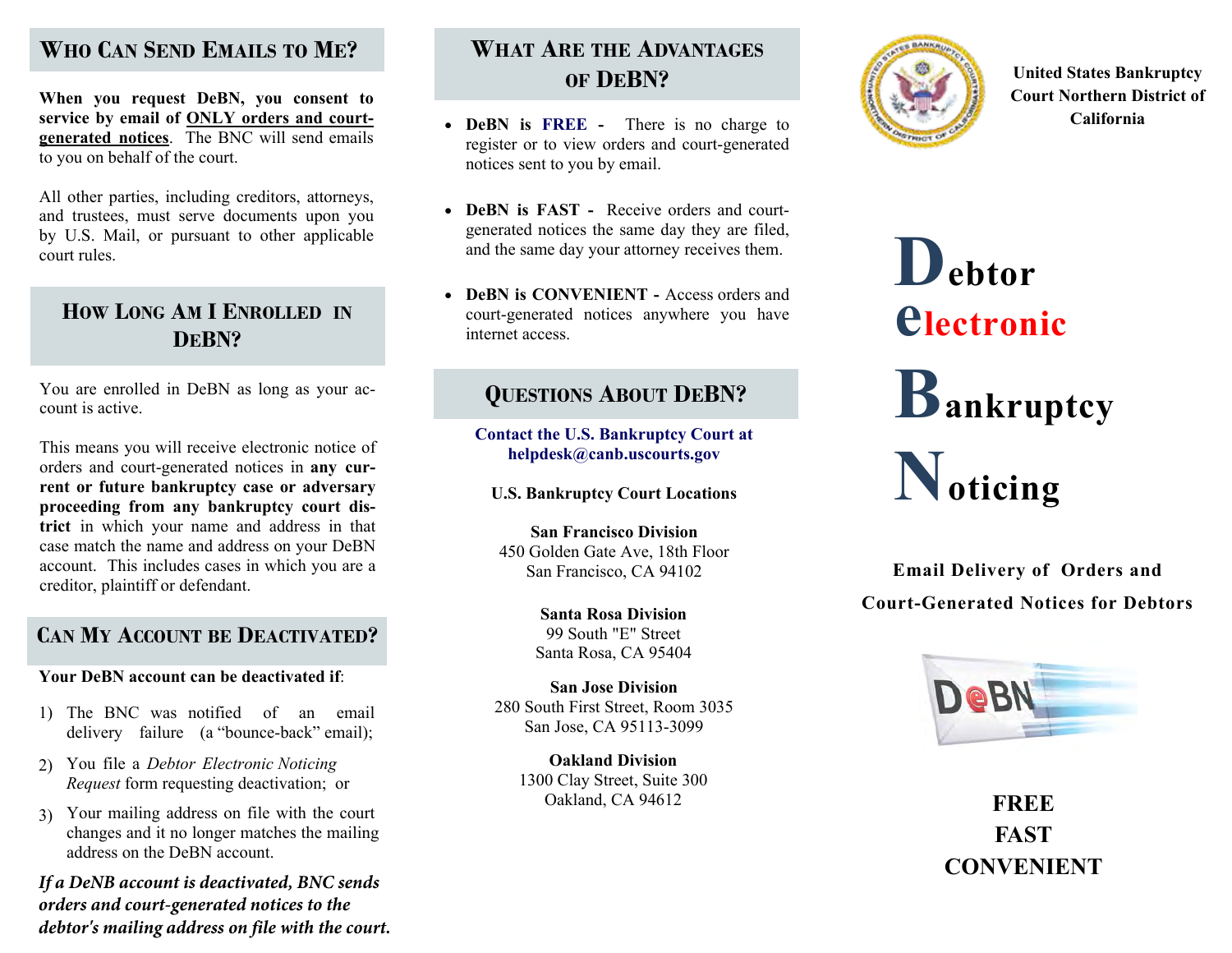## Who Can Send Emails to Me?

**When you request DeBN, you consent to service by email of <u>ONLY orders and court-generated notices</u>.** The BNC will send emails to you on behalf of the court.

All other parties, including creditors, attorneys, and trustees, must serve documents upon you by U.S. Mail, or pursuant to other applicable court rules.

## How Long Am I Enrolled in DeBN?

You are enrolled in DeBN as long as your account is active.

This means you will receive electronic notice of orders and court-generated notices in **any current or future bankruptcy case or adversary proceeding from any bankruptcy court district** in which your name and address in that case match the name and address on your DeBN account. This includes cases in which you are a creditor, plaintiff or defendant.

## Can My Account be Deactivated?

**Your DeBN account can be deactivated if**:

1) The BNC was notified of an email delivery failure (a "bounce-back" email);
2) You file a *Debtor Electronic Noticing Request* form requesting deactivation; or
3) Your mailing address on file with the court changes and it no longer matches the mailing address on the DeBN account.

***If a DeNB account is deactivated, BNC sends orders and court-generated notices to the debtor's mailing address on file with the court.***

## What Are the Advantages of DeBN?

- **DeBN is FREE -** There is no charge to register or to view orders and court-generated notices sent to you by email.
- **DeBN is FAST -** Receive orders and court-generated notices the same day they are filed, and the same day your attorney receives them.
- **DeBN is CONVENIENT -** Access orders and court-generated notices anywhere you have internet access.

## Questions About DeBN?

**Contact the U.S. Bankruptcy Court at helpdesk@canb.uscourts.gov**

**U.S. Bankruptcy Court Locations**

**San Francisco Division**
450 Golden Gate Ave, 18th Floor
San Francisco, CA 94102

**Santa Rosa Division**
99 South "E" Street
Santa Rosa, CA 95404

**San Jose Division**
280 South First Street, Room 3035
San Jose, CA 95113-3099

**Oakland Division**
1300 Clay Street, Suite 300
Oakland, CA 94612

**United States Bankruptcy Court Northern District of California**

# Debtor electronic Bankruptcy Noticing

**Email Delivery of Orders and Court-Generated Notices for Debtors**

DeBN

**FREE**
**FAST**
**CONVENIENT**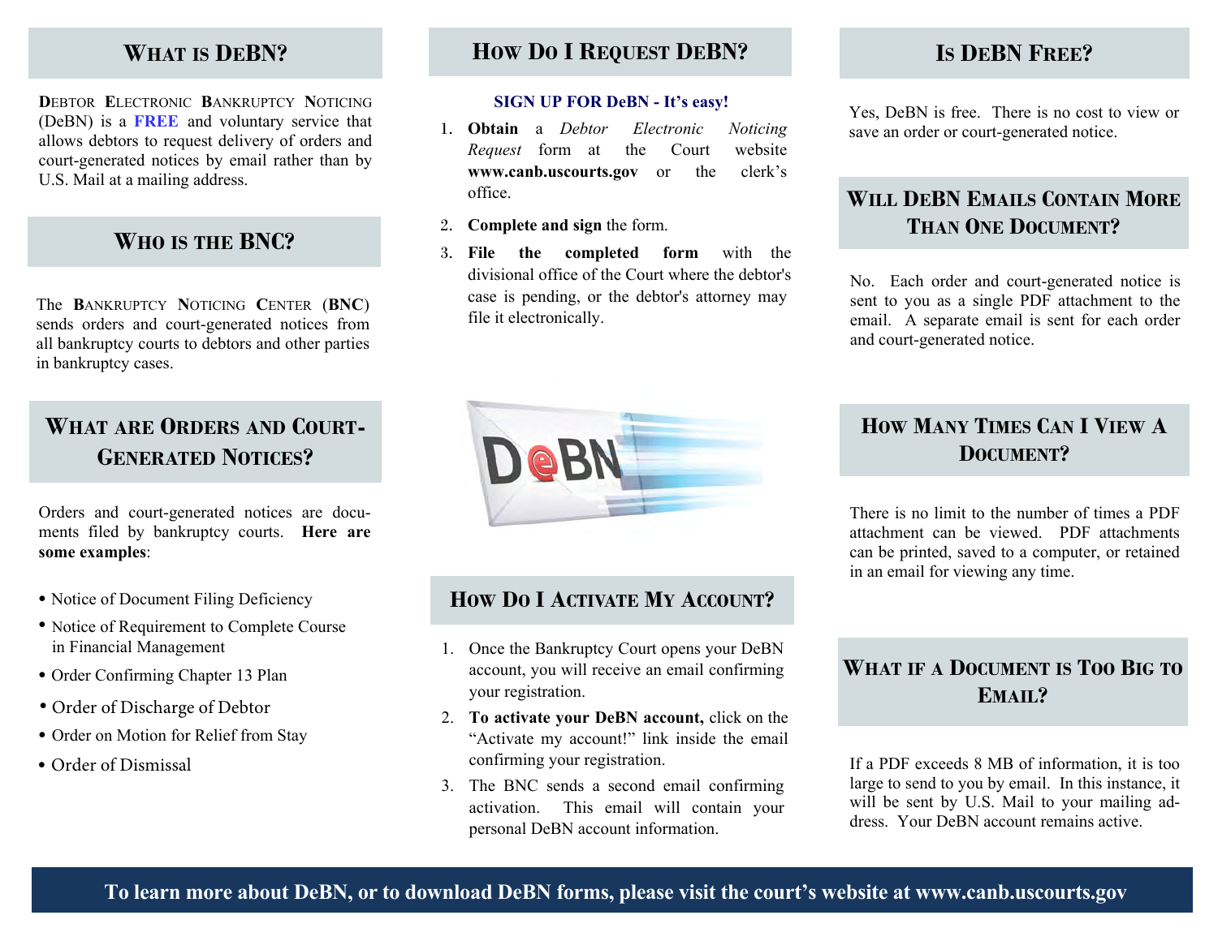## What is DeBN?

**D**EBTOR **E**LECTRONIC **B**ANKRUPTCY **N**OTICING (DeBN) is a **FREE** and voluntary service that allows debtors to request delivery of orders and court-generated notices by email rather than by U.S. Mail at a mailing address.

## Who is the BNC?

The **B**ANKRUPTCY **N**OTICING **C**ENTER (**BNC**) sends orders and court-generated notices from all bankruptcy courts to debtors and other parties in bankruptcy cases.

## What are Orders and Court-Generated Notices?

Orders and court-generated notices are documents filed by bankruptcy courts. **Here are some examples**:

- Notice of Document Filing Deficiency
- Notice of Requirement to Complete Course in Financial Management
- Order Confirming Chapter 13 Plan
- Order of Discharge of Debtor
- Order on Motion for Relief from Stay
- Order of Dismissal

## How Do I Request DeBN?

**SIGN UP FOR DeBN - It's easy!**

1. **Obtain** a *Debtor Electronic Noticing Request* form at the Court website **www.canb.uscourts.gov** or the clerk's office.
2. **Complete and sign** the form.
3. **File the completed form** with the divisional office of the Court where the debtor's case is pending, or the debtor's attorney may file it electronically.

## How Do I Activate My Account?

1. Once the Bankruptcy Court opens your DeBN account, you will receive an email confirming your registration.
2. **To activate your DeBN account,** click on the "Activate my account!" link inside the email confirming your registration.
3. The BNC sends a second email confirming activation. This email will contain your personal DeBN account information.

## Is DeBN Free?

Yes, DeBN is free. There is no cost to view or save an order or court-generated notice.

## Will DeBN Emails Contain More Than One Document?

No. Each order and court-generated notice is sent to you as a single PDF attachment to the email. A separate email is sent for each order and court-generated notice.

## How Many Times Can I View A Document?

There is no limit to the number of times a PDF attachment can be viewed. PDF attachments can be printed, saved to a computer, or retained in an email for viewing any time.

## What if a Document is Too Big to Email?

If a PDF exceeds 8 MB of information, it is too large to send to you by email. In this instance, it will be sent by U.S. Mail to your mailing address. Your DeBN account remains active.

**To learn more about DeBN, or to download DeBN forms, please visit the court's website at www.canb.uscourts.gov**